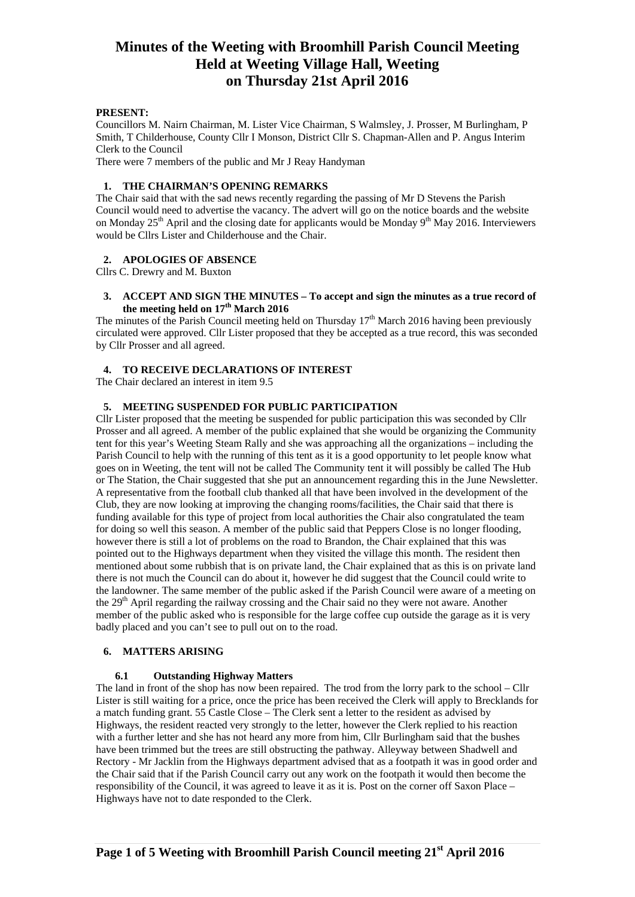# Minutes of the Weeting with Broomhill Parish Council Meeting Held at Weeting Village Hall, Weeting on Thursday 21st April 2016

**PRESENT:**

Councillors M. Nairn Chairman, M. Lister Vice Chairman, S Walmsley, J. Prosser, M Burlingham, P Smith, T Childerhouse, County Cllr I Monson, District Cllr S. Chapman-Allen and P. Angus Interim Clerk to the Council

There were 7 members of the public and Mr J Reay Handyman

## 1. THE CHAIRMAN'S OPENING REMARKS

The Chair said that with the sad news recently regarding the passing of Mr D Stevens the Parish Council would need to advertise the vacancy. The advert will go on the notice boards and the website on Monday 25th April and the closing date for applicants would be Monday 9th May 2016. Interviewers would be Cllrs Lister and Childerhouse and the Chair.

## 2. APOLOGIES OF ABSENCE

Cllrs C. Drewry and M. Buxton

## 3. ACCEPT AND SIGN THE MINUTES – To accept and sign the minutes as a true record of the meeting held on 17th March 2016

The minutes of the Parish Council meeting held on Thursday 17th March 2016 having been previously circulated were approved. Cllr Lister proposed that they be accepted as a true record, this was seconded by Cllr Prosser and all agreed.

## 4. TO RECEIVE DECLARATIONS OF INTEREST

The Chair declared an interest in item 9.5

## 5. MEETING SUSPENDED FOR PUBLIC PARTICIPATION

Cllr Lister proposed that the meeting be suspended for public participation this was seconded by Cllr Prosser and all agreed. A member of the public explained that she would be organizing the Community tent for this year's Weeting Steam Rally and she was approaching all the organizations – including the Parish Council to help with the running of this tent as it is a good opportunity to let people know what goes on in Weeting, the tent will not be called The Community tent it will possibly be called The Hub or The Station, the Chair suggested that she put an announcement regarding this in the June Newsletter. A representative from the football club thanked all that have been involved in the development of the Club, they are now looking at improving the changing rooms/facilities, the Chair said that there is funding available for this type of project from local authorities the Chair also congratulated the team for doing so well this season. A member of the public said that Peppers Close is no longer flooding, however there is still a lot of problems on the road to Brandon, the Chair explained that this was pointed out to the Highways department when they visited the village this month. The resident then mentioned about some rubbish that is on private land, the Chair explained that as this is on private land there is not much the Council can do about it, however he did suggest that the Council could write to the landowner. The same member of the public asked if the Parish Council were aware of a meeting on the 29th April regarding the railway crossing and the Chair said no they were not aware. Another member of the public asked who is responsible for the large coffee cup outside the garage as it is very badly placed and you can't see to pull out on to the road.

## 6. MATTERS ARISING

### 6.1 Outstanding Highway Matters

The land in front of the shop has now been repaired. The trod from the lorry park to the school – Cllr Lister is still waiting for a price, once the price has been received the Clerk will apply to Brecklands for a match funding grant. 55 Castle Close – The Clerk sent a letter to the resident as advised by Highways, the resident reacted very strongly to the letter, however the Clerk replied to his reaction with a further letter and she has not heard any more from him, Cllr Burlingham said that the bushes have been trimmed but the trees are still obstructing the pathway. Alleyway between Shadwell and Rectory - Mr Jacklin from the Highways department advised that as a footpath it was in good order and the Chair said that if the Parish Council carry out any work on the footpath it would then become the responsibility of the Council, it was agreed to leave it as it is. Post on the corner off Saxon Place – Highways have not to date responded to the Clerk.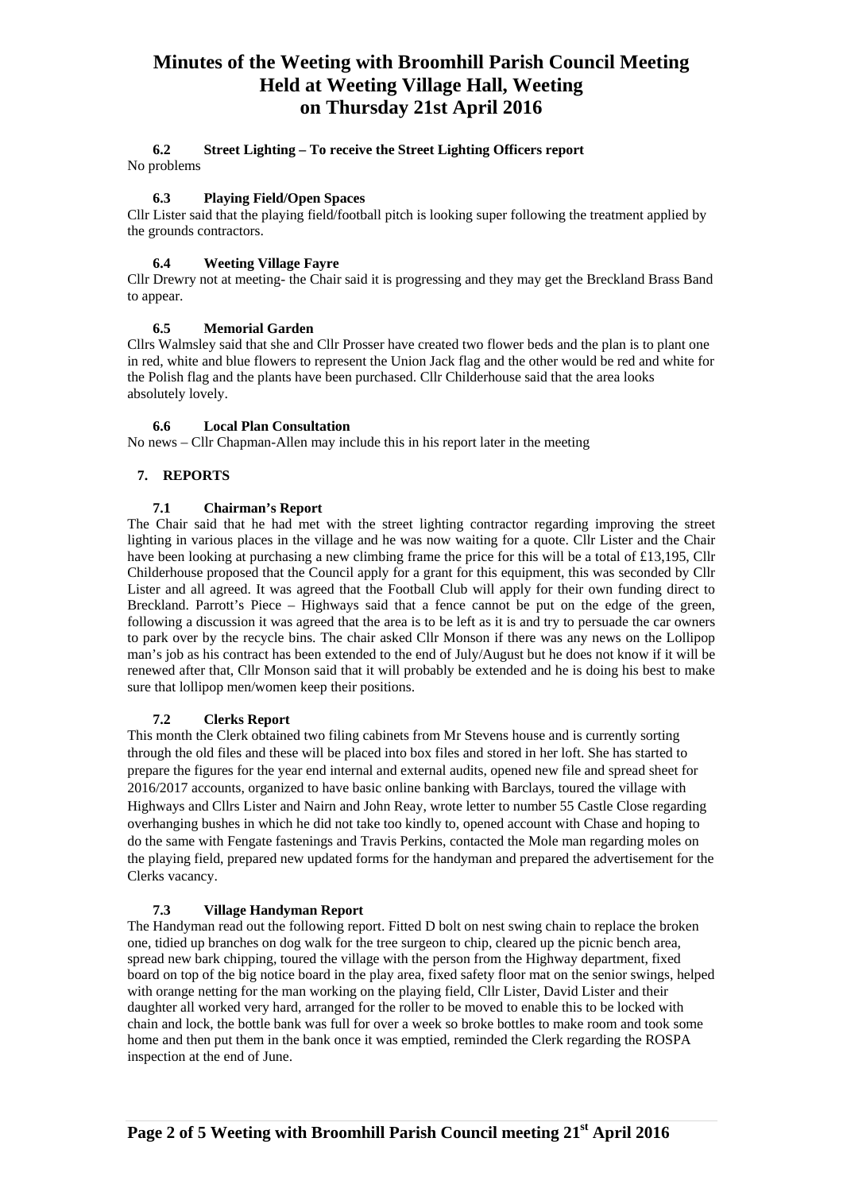# Minutes of the Weeting with Broomhill Parish Council Meeting Held at Weeting Village Hall, Weeting on Thursday 21st April 2016

### 6.2 Street Lighting – To receive the Street Lighting Officers report

No problems

### 6.3 Playing Field/Open Spaces

Cllr Lister said that the playing field/football pitch is looking super following the treatment applied by the grounds contractors.

### 6.4 Weeting Village Fayre

Cllr Drewry not at meeting- the Chair said it is progressing and they may get the Breckland Brass Band to appear.

### 6.5 Memorial Garden

Cllrs Walmsley said that she and Cllr Prosser have created two flower beds and the plan is to plant one in red, white and blue flowers to represent the Union Jack flag and the other would be red and white for the Polish flag and the plants have been purchased. Cllr Childerhouse said that the area looks absolutely lovely.

### 6.6 Local Plan Consultation

No news – Cllr Chapman-Allen may include this in his report later in the meeting

## 7. REPORTS

### 7.1 Chairman's Report

The Chair said that he had met with the street lighting contractor regarding improving the street lighting in various places in the village and he was now waiting for a quote. Cllr Lister and the Chair have been looking at purchasing a new climbing frame the price for this will be a total of £13,195, Cllr Childerhouse proposed that the Council apply for a grant for this equipment, this was seconded by Cllr Lister and all agreed. It was agreed that the Football Club will apply for their own funding direct to Breckland. Parrott's Piece – Highways said that a fence cannot be put on the edge of the green, following a discussion it was agreed that the area is to be left as it is and try to persuade the car owners to park over by the recycle bins. The chair asked Cllr Monson if there was any news on the Lollipop man's job as his contract has been extended to the end of July/August but he does not know if it will be renewed after that, Cllr Monson said that it will probably be extended and he is doing his best to make sure that lollipop men/women keep their positions.

### 7.2 Clerks Report

This month the Clerk obtained two filing cabinets from Mr Stevens house and is currently sorting through the old files and these will be placed into box files and stored in her loft. She has started to prepare the figures for the year end internal and external audits, opened new file and spread sheet for 2016/2017 accounts, organized to have basic online banking with Barclays, toured the village with Highways and Cllrs Lister and Nairn and John Reay, wrote letter to number 55 Castle Close regarding overhanging bushes in which he did not take too kindly to, opened account with Chase and hoping to do the same with Fengate fastenings and Travis Perkins, contacted the Mole man regarding moles on the playing field, prepared new updated forms for the handyman and prepared the advertisement for the Clerks vacancy.

### 7.3 Village Handyman Report

The Handyman read out the following report. Fitted D bolt on nest swing chain to replace the broken one, tidied up branches on dog walk for the tree surgeon to chip, cleared up the picnic bench area, spread new bark chipping, toured the village with the person from the Highway department, fixed board on top of the big notice board in the play area, fixed safety floor mat on the senior swings, helped with orange netting for the man working on the playing field, Cllr Lister, David Lister and their daughter all worked very hard, arranged for the roller to be moved to enable this to be locked with chain and lock, the bottle bank was full for over a week so broke bottles to make room and took some home and then put them in the bank once it was emptied, reminded the Clerk regarding the ROSPA inspection at the end of June.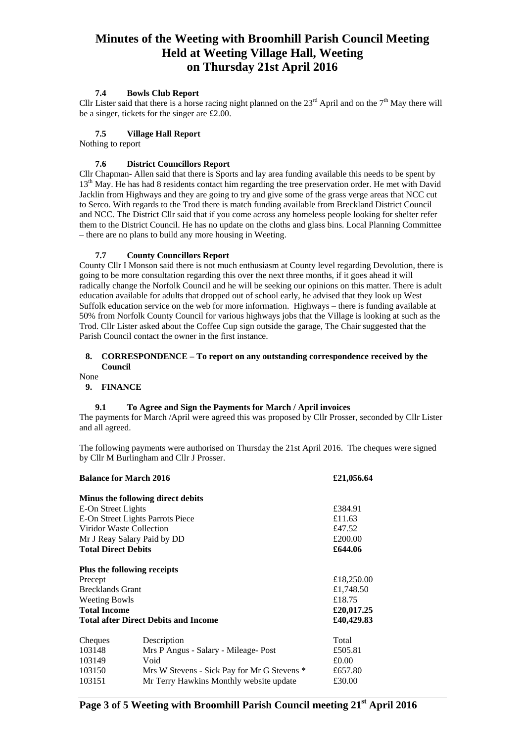# Minutes of the Weeting with Broomhill Parish Council Meeting Held at Weeting Village Hall, Weeting on Thursday 21st April 2016

### 7.4 Bowls Club Report

Cllr Lister said that there is a horse racing night planned on the 23rd April and on the 7th May there will be a singer, tickets for the singer are £2.00.

### 7.5 Village Hall Report

Nothing to report

### 7.6 District Councillors Report

Cllr Chapman- Allen said that there is Sports and lay area funding available this needs to be spent by 13th May. He has had 8 residents contact him regarding the tree preservation order. He met with David Jacklin from Highways and they are going to try and give some of the grass verge areas that NCC cut to Serco. With regards to the Trod there is match funding available from Breckland District Council and NCC. The District Cllr said that if you come across any homeless people looking for shelter refer them to the District Council. He has no update on the cloths and glass bins. Local Planning Committee – there are no plans to build any more housing in Weeting.

### 7.7 County Councillors Report

County Cllr I Monson said there is not much enthusiasm at County level regarding Devolution, there is going to be more consultation regarding this over the next three months, if it goes ahead it will radically change the Norfolk Council and he will be seeking our opinions on this matter. There is adult education available for adults that dropped out of school early, he advised that they look up West Suffolk education service on the web for more information. Highways – there is funding available at 50% from Norfolk County Council for various highways jobs that the Village is looking at such as the Trod. Cllr Lister asked about the Coffee Cup sign outside the garage, The Chair suggested that the Parish Council contact the owner in the first instance.

## 8. CORRESPONDENCE – To report on any outstanding correspondence received by the Council

None

## 9. FINANCE

### 9.1 To Agree and Sign the Payments for March / April invoices

The payments for March /April were agreed this was proposed by Cllr Prosser, seconded by Cllr Lister and all agreed.

The following payments were authorised on Thursday the 21st April 2016. The cheques were signed by Cllr M Burlingham and Cllr J Prosser.

| | | |
|---|---|---|
| **Balance for March 2016** | | **£21,056.64** |
| **Minus the following direct debits** | | |
| E-On Street Lights | | £384.91 |
| E-On Street Lights Parrots Piece | | £11.63 |
| Viridor Waste Collection | | £47.52 |
| Mr J Reay Salary Paid by DD | | £200.00 |
| **Total Direct Debits** | | **£644.06** |
| **Plus the following receipts** | | |
| Precept | | £18,250.00 |
| Brecklands Grant | | £1,748.50 |
| Weeting Bowls | | £18.75 |
| **Total Income** | | **£20,017.25** |
| **Total after Direct Debits and Income** | | **£40,429.83** |
| Cheques | Description | Total |
| 103148 | Mrs P Angus - Salary - Mileage- Post | £505.81 |
| 103149 | Void | £0.00 |
| 103150 | Mrs W Stevens - Sick Pay for Mr G Stevens * | £657.80 |
| 103151 | Mr Terry Hawkins Monthly website update | £30.00 |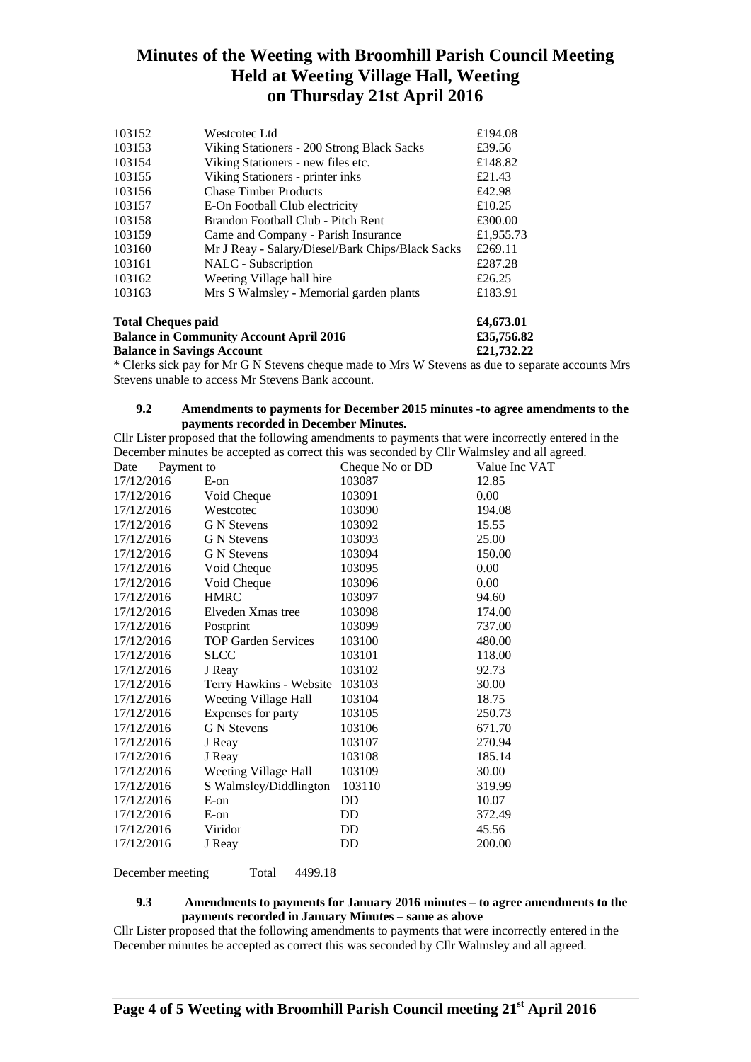# Minutes of the Weeting with Broomhill Parish Council Meeting Held at Weeting Village Hall, Weeting on Thursday 21st April 2016

| | | |
|---|---|---|
| 103152 | Westcotec Ltd | £194.08 |
| 103153 | Viking Stationers - 200 Strong Black Sacks | £39.56 |
| 103154 | Viking Stationers - new files etc. | £148.82 |
| 103155 | Viking Stationers - printer inks | £21.43 |
| 103156 | Chase Timber Products | £42.98 |
| 103157 | E-On Football Club electricity | £10.25 |
| 103158 | Brandon Football Club - Pitch Rent | £300.00 |
| 103159 | Came and Company - Parish Insurance | £1,955.73 |
| 103160 | Mr J Reay - Salary/Diesel/Bark Chips/Black Sacks | £269.11 |
| 103161 | NALC - Subscription | £287.28 |
| 103162 | Weeting Village hall hire | £26.25 |
| 103163 | Mrs S Walmsley - Memorial garden plants | £183.91 |

**Total Cheques paid** **£4,673.01**
**Balance in Community Account April 2016** **£35,756.82**
**Balance in Savings Account** **£21,732.22**

* Clerks sick pay for Mr G N Stevens cheque made to Mrs W Stevens as due to separate accounts Mrs Stevens unable to access Mr Stevens Bank account.

**9.2 Amendments to payments for December 2015 minutes -to agree amendments to the payments recorded in December Minutes.**

Cllr Lister proposed that the following amendments to payments that were incorrectly entered in the December minutes be accepted as correct this was seconded by Cllr Walmsley and all agreed.

| Date | Payment to | Cheque No or DD | Value Inc VAT |
|---|---|---|---|
| 17/12/2016 | E-on | 103087 | 12.85 |
| 17/12/2016 | Void Cheque | 103091 | 0.00 |
| 17/12/2016 | Westcotec | 103090 | 194.08 |
| 17/12/2016 | G N Stevens | 103092 | 15.55 |
| 17/12/2016 | G N Stevens | 103093 | 25.00 |
| 17/12/2016 | G N Stevens | 103094 | 150.00 |
| 17/12/2016 | Void Cheque | 103095 | 0.00 |
| 17/12/2016 | Void Cheque | 103096 | 0.00 |
| 17/12/2016 | HMRC | 103097 | 94.60 |
| 17/12/2016 | Elveden Xmas tree | 103098 | 174.00 |
| 17/12/2016 | Postprint | 103099 | 737.00 |
| 17/12/2016 | TOP Garden Services | 103100 | 480.00 |
| 17/12/2016 | SLCC | 103101 | 118.00 |
| 17/12/2016 | J Reay | 103102 | 92.73 |
| 17/12/2016 | Terry Hawkins - Website | 103103 | 30.00 |
| 17/12/2016 | Weeting Village Hall | 103104 | 18.75 |
| 17/12/2016 | Expenses for party | 103105 | 250.73 |
| 17/12/2016 | G N Stevens | 103106 | 671.70 |
| 17/12/2016 | J Reay | 103107 | 270.94 |
| 17/12/2016 | J Reay | 103108 | 185.14 |
| 17/12/2016 | Weeting Village Hall | 103109 | 30.00 |
| 17/12/2016 | S Walmsley/Diddlington | 103110 | 319.99 |
| 17/12/2016 | E-on | DD | 10.07 |
| 17/12/2016 | E-on | DD | 372.49 |
| 17/12/2016 | Viridor | DD | 45.56 |
| 17/12/2016 | J Reay | DD | 200.00 |

December meeting Total 4499.18

**9.3 Amendments to payments for January 2016 minutes – to agree amendments to the payments recorded in January Minutes – same as above**

Cllr Lister proposed that the following amendments to payments that were incorrectly entered in the December minutes be accepted as correct this was seconded by Cllr Walmsley and all agreed.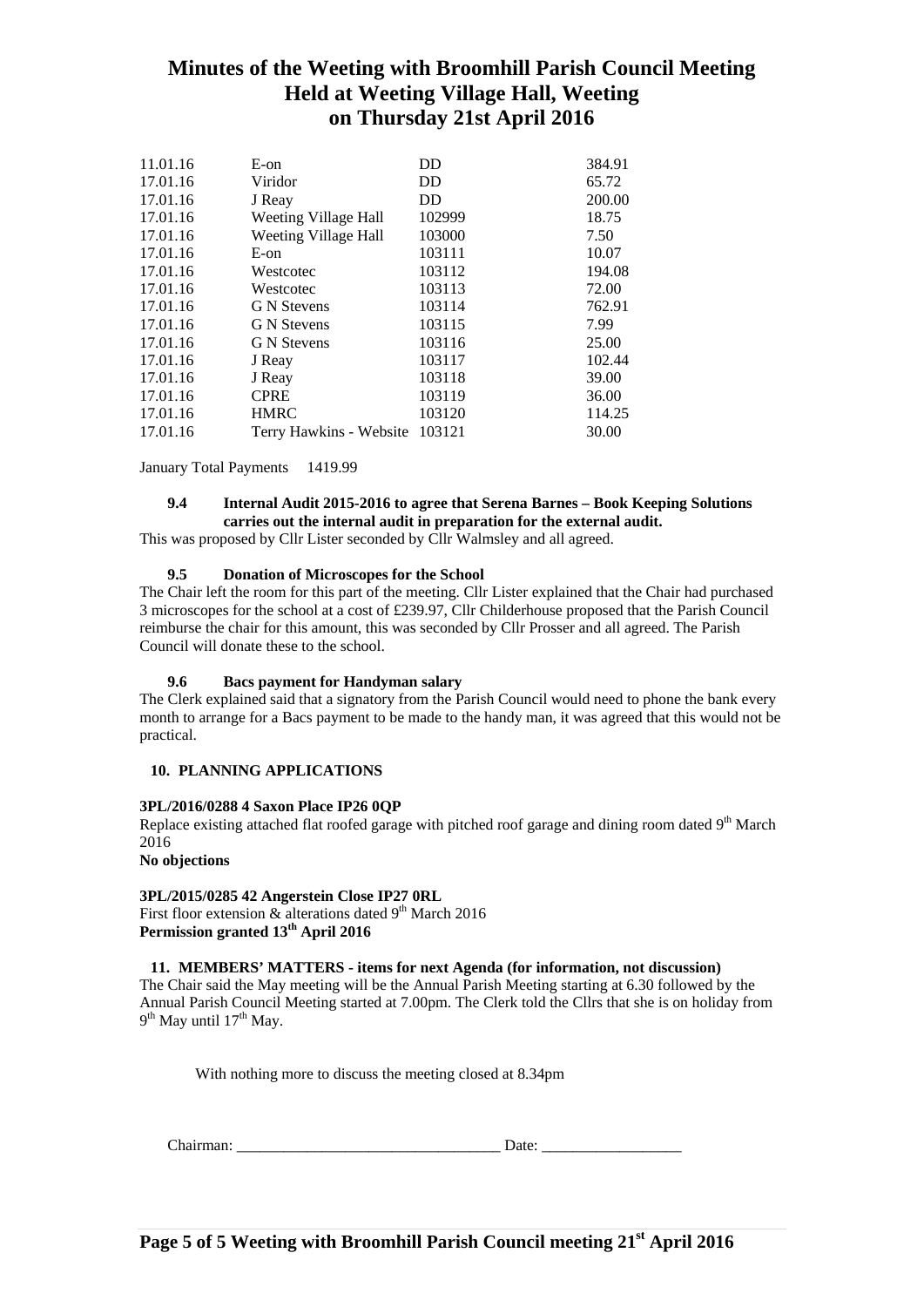| | | | |
|---|---|---|---|
| 11.01.16 | E-on | DD | 384.91 |
| 17.01.16 | Viridor | DD | 65.72 |
| 17.01.16 | J Reay | DD | 200.00 |
| 17.01.16 | Weeting Village Hall | 102999 | 18.75 |
| 17.01.16 | Weeting Village Hall | 103000 | 7.50 |
| 17.01.16 | E-on | 103111 | 10.07 |
| 17.01.16 | Westcotec | 103112 | 194.08 |
| 17.01.16 | Westcotec | 103113 | 72.00 |
| 17.01.16 | G N Stevens | 103114 | 762.91 |
| 17.01.16 | G N Stevens | 103115 | 7.99 |
| 17.01.16 | G N Stevens | 103116 | 25.00 |
| 17.01.16 | J Reay | 103117 | 102.44 |
| 17.01.16 | J Reay | 103118 | 39.00 |
| 17.01.16 | CPRE | 103119 | 36.00 |
| 17.01.16 | HMRC | 103120 | 114.25 |
| 17.01.16 | Terry Hawkins - Website | 103121 | 30.00 |

January Total Payments 1419.99

**9.4 Internal Audit 2015-2016 to agree that Serena Barnes – Book Keeping Solutions carries out the internal audit in preparation for the external audit.**

This was proposed by Cllr Lister seconded by Cllr Walmsley and all agreed.

**9.5 Donation of Microscopes for the School**

The Chair left the room for this part of the meeting. Cllr Lister explained that the Chair had purchased 3 microscopes for the school at a cost of £239.97, Cllr Childerhouse proposed that the Parish Council reimburse the chair for this amount, this was seconded by Cllr Prosser and all agreed. The Parish Council will donate these to the school.

**9.6 Bacs payment for Handyman salary**

The Clerk explained said that a signatory from the Parish Council would need to phone the bank every month to arrange for a Bacs payment to be made to the handy man, it was agreed that this would not be practical.

## 10. PLANNING APPLICATIONS

**3PL/2016/0288 4 Saxon Place IP26 0QP**

Replace existing attached flat roofed garage with pitched roof garage and dining room dated 9th March 2016

**No objections**

**3PL/2015/0285 42 Angerstein Close IP27 0RL**

First floor extension & alterations dated 9th March 2016

**Permission granted 13th April 2016**

## 11. MEMBERS' MATTERS - items for next Agenda (for information, not discussion)

The Chair said the May meeting will be the Annual Parish Meeting starting at 6.30 followed by the Annual Parish Council Meeting started at 7.00pm. The Clerk told the Cllrs that she is on holiday from 9th May until 17th May.

With nothing more to discuss the meeting closed at 8.34pm

Chairman: _________________________________ Date: __________________